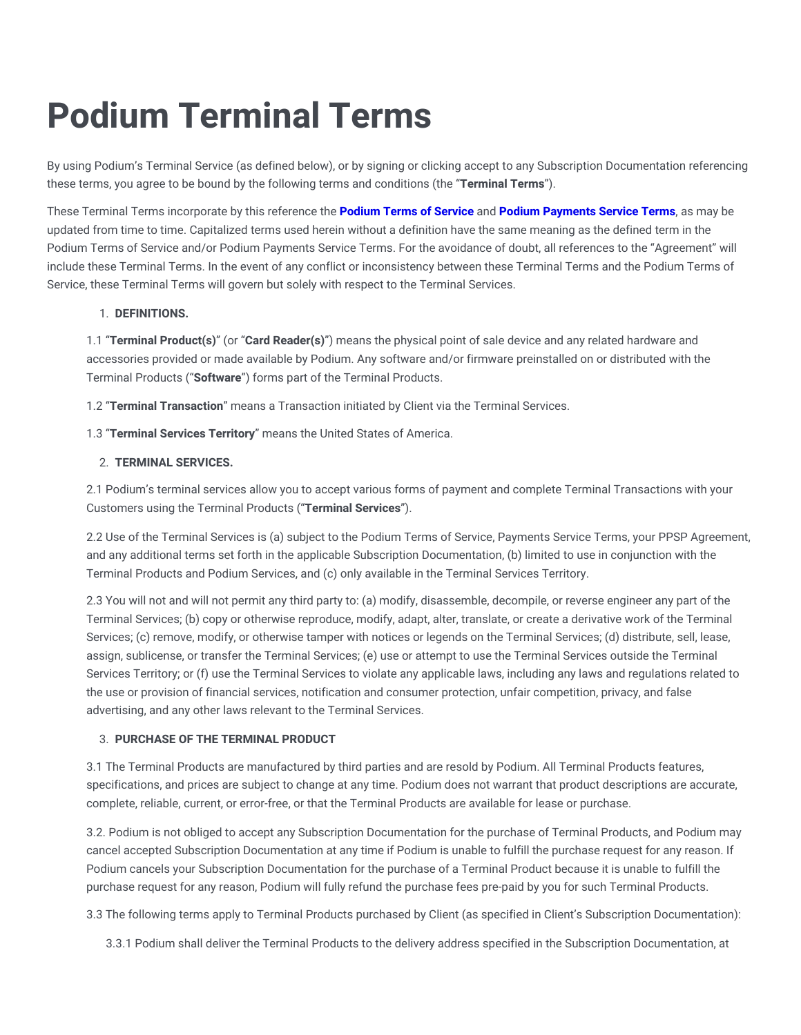# Podium Terminal Terms

By using Podium's Terminal Service (as defined below), or by signing or clicking accept to any Subscription Documentation referencing these terms, you agree to be bound by the following terms and conditions (the "**Terminal Terms**").

These Terminal Terms incorporate by this reference the **Podium Terms of Service** and **Podium Payments Service Terms**, as may be updated from time to time. Capitalized terms used herein without a definition have the same meaning as the defined term in the Podium Terms of Service and/or Podium Payments Service Terms. For the avoidance of doubt, all references to the "Agreement" will include these Terminal Terms. In the event of any conflict or inconsistency between these Terminal Terms and the Podium Terms of Service, these Terminal Terms will govern but solely with respect to the Terminal Services.

1. **DEFINITIONS.**

1.1 "**Terminal Product(s)**" (or "**Card Reader(s)**") means the physical point of sale device and any related hardware and accessories provided or made available by Podium. Any software and/or firmware preinstalled on or distributed with the Terminal Products ("**Software**") forms part of the Terminal Products.

1.2 "**Terminal Transaction**" means a Transaction initiated by Client via the Terminal Services.

1.3 "**Terminal Services Territory**" means the United States of America.

2. **TERMINAL SERVICES.**

2.1 Podium's terminal services allow you to accept various forms of payment and complete Terminal Transactions with your Customers using the Terminal Products ("**Terminal Services**").

2.2 Use of the Terminal Services is (a) subject to the Podium Terms of Service, Payments Service Terms, your PPSP Agreement, and any additional terms set forth in the applicable Subscription Documentation, (b) limited to use in conjunction with the Terminal Products and Podium Services, and (c) only available in the Terminal Services Territory.

2.3 You will not and will not permit any third party to: (a) modify, disassemble, decompile, or reverse engineer any part of the Terminal Services; (b) copy or otherwise reproduce, modify, adapt, alter, translate, or create a derivative work of the Terminal Services; (c) remove, modify, or otherwise tamper with notices or legends on the Terminal Services; (d) distribute, sell, lease, assign, sublicense, or transfer the Terminal Services; (e) use or attempt to use the Terminal Services outside the Terminal Services Territory; or (f) use the Terminal Services to violate any applicable laws, including any laws and regulations related to the use or provision of financial services, notification and consumer protection, unfair competition, privacy, and false advertising, and any other laws relevant to the Terminal Services.

3. **PURCHASE OF THE TERMINAL PRODUCT**

3.1 The Terminal Products are manufactured by third parties and are resold by Podium. All Terminal Products features, specifications, and prices are subject to change at any time. Podium does not warrant that product descriptions are accurate, complete, reliable, current, or error-free, or that the Terminal Products are available for lease or purchase.

3.2. Podium is not obliged to accept any Subscription Documentation for the purchase of Terminal Products, and Podium may cancel accepted Subscription Documentation at any time if Podium is unable to fulfill the purchase request for any reason. If Podium cancels your Subscription Documentation for the purchase of a Terminal Product because it is unable to fulfill the purchase request for any reason, Podium will fully refund the purchase fees pre-paid by you for such Terminal Products.

3.3 The following terms apply to Terminal Products purchased by Client (as specified in Client's Subscription Documentation):

3.3.1 Podium shall deliver the Terminal Products to the delivery address specified in the Subscription Documentation, at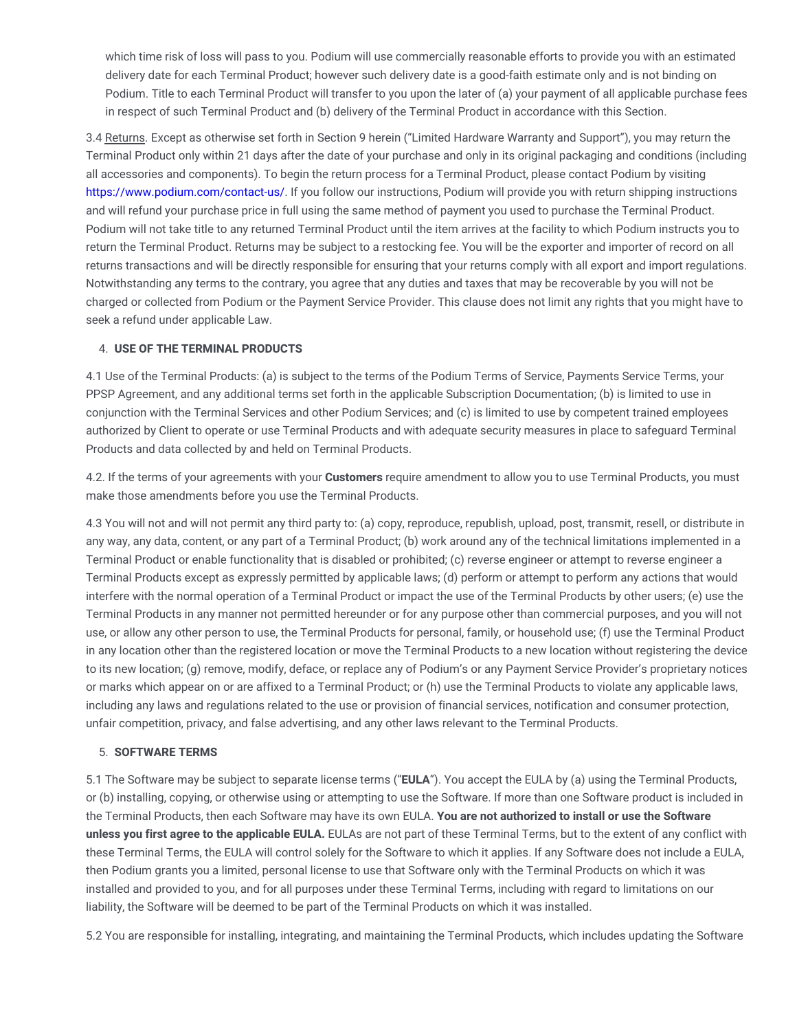which time risk of loss will pass to you. Podium will use commercially reasonable efforts to provide you with an estimated delivery date for each Terminal Product; however such delivery date is a good-faith estimate only and is not binding on Podium. Title to each Terminal Product will transfer to you upon the later of (a) your payment of all applicable purchase fees in respect of such Terminal Product and (b) delivery of the Terminal Product in accordance with this Section.

3.4 Returns. Except as otherwise set forth in Section 9 herein ("Limited Hardware Warranty and Support"), you may return the Terminal Product only within 21 days after the date of your purchase and only in its original packaging and conditions (including all accessories and components). To begin the return process for a Terminal Product, please contact Podium by visiting https://www.podium.com/contact-us/. If you follow our instructions, Podium will provide you with return shipping instructions and will refund your purchase price in full using the same method of payment you used to purchase the Terminal Product. Podium will not take title to any returned Terminal Product until the item arrives at the facility to which Podium instructs you to return the Terminal Product. Returns may be subject to a restocking fee. You will be the exporter and importer of record on all returns transactions and will be directly responsible for ensuring that your returns comply with all export and import regulations. Notwithstanding any terms to the contrary, you agree that any duties and taxes that may be recoverable by you will not be charged or collected from Podium or the Payment Service Provider. This clause does not limit any rights that you might have to seek a refund under applicable Law.

4. **USE OF THE TERMINAL PRODUCTS**

4.1 Use of the Terminal Products: (a) is subject to the terms of the Podium Terms of Service, Payments Service Terms, your PPSP Agreement, and any additional terms set forth in the applicable Subscription Documentation; (b) is limited to use in conjunction with the Terminal Services and other Podium Services; and (c) is limited to use by competent trained employees authorized by Client to operate or use Terminal Products and with adequate security measures in place to safeguard Terminal Products and data collected by and held on Terminal Products.

4.2. If the terms of your agreements with your **Customers** require amendment to allow you to use Terminal Products, you must make those amendments before you use the Terminal Products.

4.3 You will not and will not permit any third party to: (a) copy, reproduce, republish, upload, post, transmit, resell, or distribute in any way, any data, content, or any part of a Terminal Product; (b) work around any of the technical limitations implemented in a Terminal Product or enable functionality that is disabled or prohibited; (c) reverse engineer or attempt to reverse engineer a Terminal Products except as expressly permitted by applicable laws; (d) perform or attempt to perform any actions that would interfere with the normal operation of a Terminal Product or impact the use of the Terminal Products by other users; (e) use the Terminal Products in any manner not permitted hereunder or for any purpose other than commercial purposes, and you will not use, or allow any other person to use, the Terminal Products for personal, family, or household use; (f) use the Terminal Product in any location other than the registered location or move the Terminal Products to a new location without registering the device to its new location; (g) remove, modify, deface, or replace any of Podium's or any Payment Service Provider's proprietary notices or marks which appear on or are affixed to a Terminal Product; or (h) use the Terminal Products to violate any applicable laws, including any laws and regulations related to the use or provision of financial services, notification and consumer protection, unfair competition, privacy, and false advertising, and any other laws relevant to the Terminal Products.

5. **SOFTWARE TERMS**

5.1 The Software may be subject to separate license terms ("**EULA**"). You accept the EULA by (a) using the Terminal Products, or (b) installing, copying, or otherwise using or attempting to use the Software. If more than one Software product is included in the Terminal Products, then each Software may have its own EULA. **You are not authorized to install or use the Software unless you first agree to the applicable EULA.** EULAs are not part of these Terminal Terms, but to the extent of any conflict with these Terminal Terms, the EULA will control solely for the Software to which it applies. If any Software does not include a EULA, then Podium grants you a limited, personal license to use that Software only with the Terminal Products on which it was installed and provided to you, and for all purposes under these Terminal Terms, including with regard to limitations on our liability, the Software will be deemed to be part of the Terminal Products on which it was installed.

5.2 You are responsible for installing, integrating, and maintaining the Terminal Products, which includes updating the Software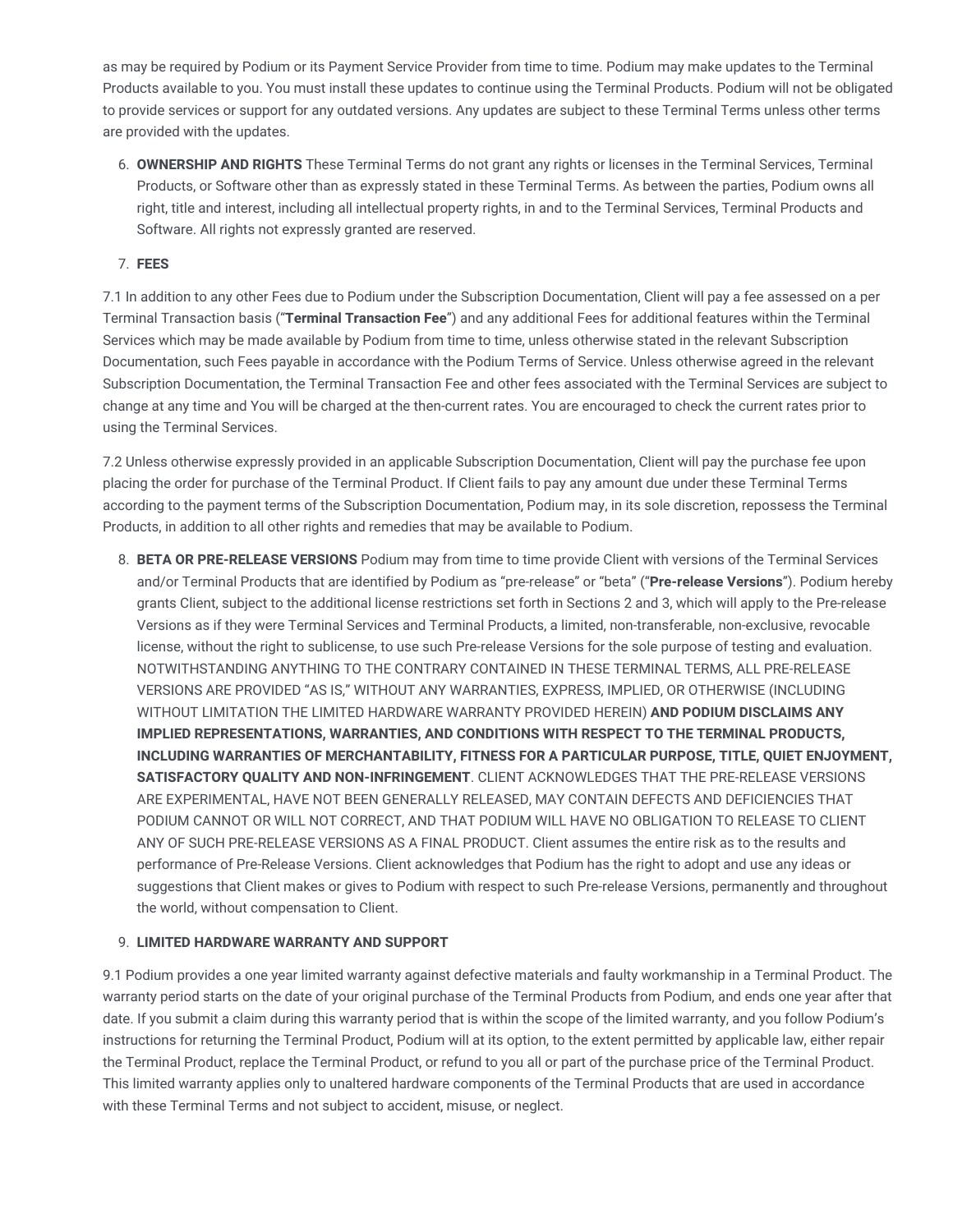as may be required by Podium or its Payment Service Provider from time to time. Podium may make updates to the Terminal Products available to you. You must install these updates to continue using the Terminal Products. Podium will not be obligated to provide services or support for any outdated versions. Any updates are subject to these Terminal Terms unless other terms are provided with the updates.

6. **OWNERSHIP AND RIGHTS** These Terminal Terms do not grant any rights or licenses in the Terminal Services, Terminal Products, or Software other than as expressly stated in these Terminal Terms. As between the parties, Podium owns all right, title and interest, including all intellectual property rights, in and to the Terminal Services, Terminal Products and Software. All rights not expressly granted are reserved.

7. **FEES**

7.1 In addition to any other Fees due to Podium under the Subscription Documentation, Client will pay a fee assessed on a per Terminal Transaction basis ("**Terminal Transaction Fee**") and any additional Fees for additional features within the Terminal Services which may be made available by Podium from time to time, unless otherwise stated in the relevant Subscription Documentation, such Fees payable in accordance with the Podium Terms of Service. Unless otherwise agreed in the relevant Subscription Documentation, the Terminal Transaction Fee and other fees associated with the Terminal Services are subject to change at any time and You will be charged at the then-current rates. You are encouraged to check the current rates prior to using the Terminal Services.

7.2 Unless otherwise expressly provided in an applicable Subscription Documentation, Client will pay the purchase fee upon placing the order for purchase of the Terminal Product. If Client fails to pay any amount due under these Terminal Terms according to the payment terms of the Subscription Documentation, Podium may, in its sole discretion, repossess the Terminal Products, in addition to all other rights and remedies that may be available to Podium.

8. **BETA OR PRE-RELEASE VERSIONS** Podium may from time to time provide Client with versions of the Terminal Services and/or Terminal Products that are identified by Podium as "pre-release" or "beta" ("**Pre-release Versions**"). Podium hereby grants Client, subject to the additional license restrictions set forth in Sections 2 and 3, which will apply to the Pre-release Versions as if they were Terminal Services and Terminal Products, a limited, non-transferable, non-exclusive, revocable license, without the right to sublicense, to use such Pre-release Versions for the sole purpose of testing and evaluation. NOTWITHSTANDING ANYTHING TO THE CONTRARY CONTAINED IN THESE TERMINAL TERMS, ALL PRE-RELEASE VERSIONS ARE PROVIDED "AS IS," WITHOUT ANY WARRANTIES, EXPRESS, IMPLIED, OR OTHERWISE (INCLUDING WITHOUT LIMITATION THE LIMITED HARDWARE WARRANTY PROVIDED HEREIN) **AND PODIUM DISCLAIMS ANY IMPLIED REPRESENTATIONS, WARRANTIES, AND CONDITIONS WITH RESPECT TO THE TERMINAL PRODUCTS, INCLUDING WARRANTIES OF MERCHANTABILITY, FITNESS FOR A PARTICULAR PURPOSE, TITLE, QUIET ENJOYMENT, SATISFACTORY QUALITY AND NON-INFRINGEMENT**. CLIENT ACKNOWLEDGES THAT THE PRE-RELEASE VERSIONS ARE EXPERIMENTAL, HAVE NOT BEEN GENERALLY RELEASED, MAY CONTAIN DEFECTS AND DEFICIENCIES THAT PODIUM CANNOT OR WILL NOT CORRECT, AND THAT PODIUM WILL HAVE NO OBLIGATION TO RELEASE TO CLIENT ANY OF SUCH PRE-RELEASE VERSIONS AS A FINAL PRODUCT. Client assumes the entire risk as to the results and performance of Pre-Release Versions. Client acknowledges that Podium has the right to adopt and use any ideas or suggestions that Client makes or gives to Podium with respect to such Pre-release Versions, permanently and throughout the world, without compensation to Client.

9. **LIMITED HARDWARE WARRANTY AND SUPPORT**

9.1 Podium provides a one year limited warranty against defective materials and faulty workmanship in a Terminal Product. The warranty period starts on the date of your original purchase of the Terminal Products from Podium, and ends one year after that date. If you submit a claim during this warranty period that is within the scope of the limited warranty, and you follow Podium's instructions for returning the Terminal Product, Podium will at its option, to the extent permitted by applicable law, either repair the Terminal Product, replace the Terminal Product, or refund to you all or part of the purchase price of the Terminal Product. This limited warranty applies only to unaltered hardware components of the Terminal Products that are used in accordance with these Terminal Terms and not subject to accident, misuse, or neglect.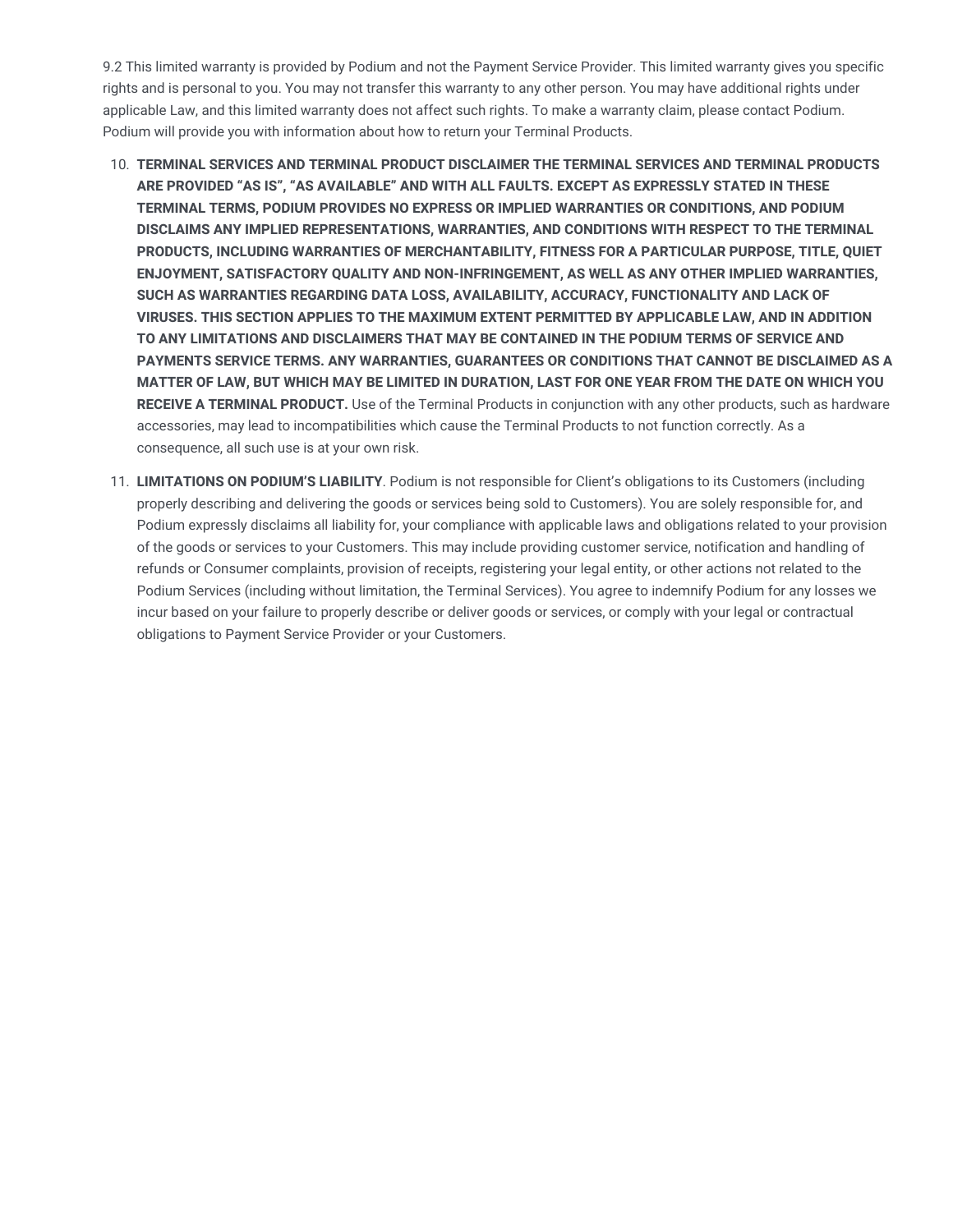9.2 This limited warranty is provided by Podium and not the Payment Service Provider. This limited warranty gives you specific rights and is personal to you. You may not transfer this warranty to any other person. You may have additional rights under applicable Law, and this limited warranty does not affect such rights. To make a warranty claim, please contact Podium. Podium will provide you with information about how to return your Terminal Products.

10. **TERMINAL SERVICES AND TERMINAL PRODUCT DISCLAIMER THE TERMINAL SERVICES AND TERMINAL PRODUCTS ARE PROVIDED "AS IS", "AS AVAILABLE" AND WITH ALL FAULTS. EXCEPT AS EXPRESSLY STATED IN THESE TERMINAL TERMS, PODIUM PROVIDES NO EXPRESS OR IMPLIED WARRANTIES OR CONDITIONS, AND PODIUM DISCLAIMS ANY IMPLIED REPRESENTATIONS, WARRANTIES, AND CONDITIONS WITH RESPECT TO THE TERMINAL PRODUCTS, INCLUDING WARRANTIES OF MERCHANTABILITY, FITNESS FOR A PARTICULAR PURPOSE, TITLE, QUIET ENJOYMENT, SATISFACTORY QUALITY AND NON-INFRINGEMENT, AS WELL AS ANY OTHER IMPLIED WARRANTIES, SUCH AS WARRANTIES REGARDING DATA LOSS, AVAILABILITY, ACCURACY, FUNCTIONALITY AND LACK OF VIRUSES. THIS SECTION APPLIES TO THE MAXIMUM EXTENT PERMITTED BY APPLICABLE LAW, AND IN ADDITION TO ANY LIMITATIONS AND DISCLAIMERS THAT MAY BE CONTAINED IN THE PODIUM TERMS OF SERVICE AND PAYMENTS SERVICE TERMS. ANY WARRANTIES, GUARANTEES OR CONDITIONS THAT CANNOT BE DISCLAIMED AS A MATTER OF LAW, BUT WHICH MAY BE LIMITED IN DURATION, LAST FOR ONE YEAR FROM THE DATE ON WHICH YOU RECEIVE A TERMINAL PRODUCT.** Use of the Terminal Products in conjunction with any other products, such as hardware accessories, may lead to incompatibilities which cause the Terminal Products to not function correctly. As a consequence, all such use is at your own risk.

11. **LIMITATIONS ON PODIUM'S LIABILITY**. Podium is not responsible for Client's obligations to its Customers (including properly describing and delivering the goods or services being sold to Customers). You are solely responsible for, and Podium expressly disclaims all liability for, your compliance with applicable laws and obligations related to your provision of the goods or services to your Customers. This may include providing customer service, notification and handling of refunds or Consumer complaints, provision of receipts, registering your legal entity, or other actions not related to the Podium Services (including without limitation, the Terminal Services). You agree to indemnify Podium for any losses we incur based on your failure to properly describe or deliver goods or services, or comply with your legal or contractual obligations to Payment Service Provider or your Customers.